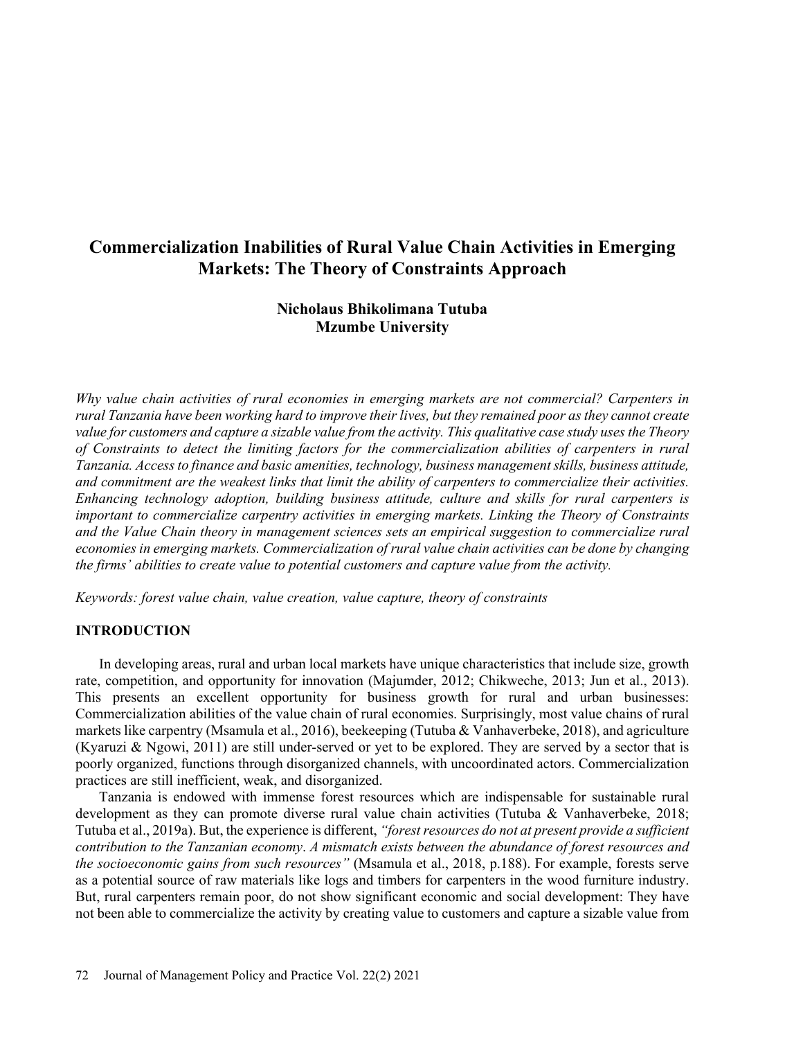# Commercialization Inabilities of Rural Value Chain Activities in Emerging Markets: The Theory of Constraints Approach

**Nicholaus Bhikolimana Tutuba**
**Mzumbe University**

*Why value chain activities of rural economies in emerging markets are not commercial? Carpenters in rural Tanzania have been working hard to improve their lives, but they remained poor as they cannot create value for customers and capture a sizable value from the activity. This qualitative case study uses the Theory of Constraints to detect the limiting factors for the commercialization abilities of carpenters in rural Tanzania. Access to finance and basic amenities, technology, business management skills, business attitude, and commitment are the weakest links that limit the ability of carpenters to commercialize their activities. Enhancing technology adoption, building business attitude, culture and skills for rural carpenters is important to commercialize carpentry activities in emerging markets. Linking the Theory of Constraints and the Value Chain theory in management sciences sets an empirical suggestion to commercialize rural economies in emerging markets. Commercialization of rural value chain activities can be done by changing the firms' abilities to create value to potential customers and capture value from the activity.*

*Keywords: forest value chain, value creation, value capture, theory of constraints*

## INTRODUCTION

In developing areas, rural and urban local markets have unique characteristics that include size, growth rate, competition, and opportunity for innovation (Majumder, 2012; Chikweche, 2013; Jun et al., 2013). This presents an excellent opportunity for business growth for rural and urban businesses: Commercialization abilities of the value chain of rural economies. Surprisingly, most value chains of rural markets like carpentry (Msamula et al., 2016), beekeeping (Tutuba & Vanhaverbeke, 2018), and agriculture (Kyaruzi & Ngowi, 2011) are still under-served or yet to be explored. They are served by a sector that is poorly organized, functions through disorganized channels, with uncoordinated actors. Commercialization practices are still inefficient, weak, and disorganized.

Tanzania is endowed with immense forest resources which are indispensable for sustainable rural development as they can promote diverse rural value chain activities (Tutuba & Vanhaverbeke, 2018; Tutuba et al., 2019a). But, the experience is different, *"forest resources do not at present provide a sufficient contribution to the Tanzanian economy. A mismatch exists between the abundance of forest resources and the socioeconomic gains from such resources"* (Msamula et al., 2018, p.188). For example, forests serve as a potential source of raw materials like logs and timbers for carpenters in the wood furniture industry. But, rural carpenters remain poor, do not show significant economic and social development: They have not been able to commercialize the activity by creating value to customers and capture a sizable value from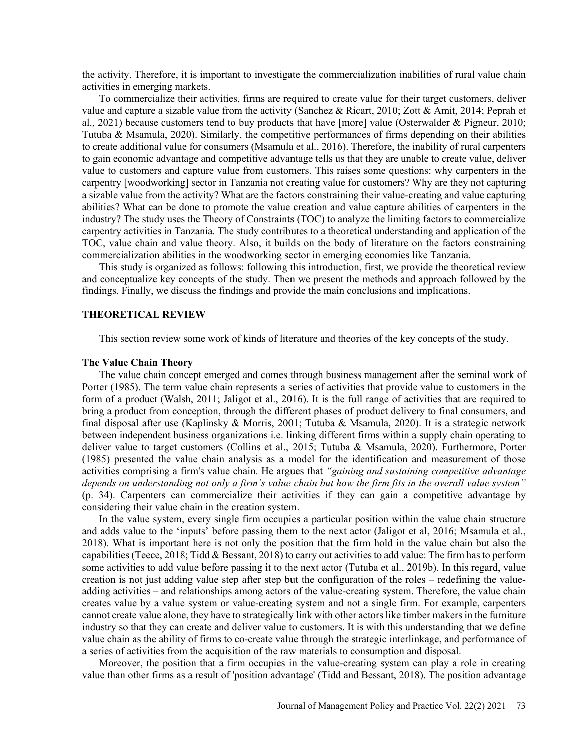the activity. Therefore, it is important to investigate the commercialization inabilities of rural value chain activities in emerging markets.

To commercialize their activities, firms are required to create value for their target customers, deliver value and capture a sizable value from the activity (Sanchez & Ricart, 2010; Zott & Amit, 2014; Peprah et al., 2021) because customers tend to buy products that have [more] value (Osterwalder & Pigneur, 2010; Tutuba & Msamula, 2020). Similarly, the competitive performances of firms depending on their abilities to create additional value for consumers (Msamula et al., 2016). Therefore, the inability of rural carpenters to gain economic advantage and competitive advantage tells us that they are unable to create value, deliver value to customers and capture value from customers. This raises some questions: why carpenters in the carpentry [woodworking] sector in Tanzania not creating value for customers? Why are they not capturing a sizable value from the activity? What are the factors constraining their value-creating and value capturing abilities? What can be done to promote the value creation and value capture abilities of carpenters in the industry? The study uses the Theory of Constraints (TOC) to analyze the limiting factors to commercialize carpentry activities in Tanzania. The study contributes to a theoretical understanding and application of the TOC, value chain and value theory. Also, it builds on the body of literature on the factors constraining commercialization abilities in the woodworking sector in emerging economies like Tanzania.

This study is organized as follows: following this introduction, first, we provide the theoretical review and conceptualize key concepts of the study. Then we present the methods and approach followed by the findings. Finally, we discuss the findings and provide the main conclusions and implications.

## THEORETICAL REVIEW

This section review some work of kinds of literature and theories of the key concepts of the study.

### The Value Chain Theory

The value chain concept emerged and comes through business management after the seminal work of Porter (1985). The term value chain represents a series of activities that provide value to customers in the form of a product (Walsh, 2011; Jaligot et al., 2016). It is the full range of activities that are required to bring a product from conception, through the different phases of product delivery to final consumers, and final disposal after use (Kaplinsky & Morris, 2001; Tutuba & Msamula, 2020). It is a strategic network between independent business organizations i.e. linking different firms within a supply chain operating to deliver value to target customers (Collins et al., 2015; Tutuba & Msamula, 2020). Furthermore, Porter (1985) presented the value chain analysis as a model for the identification and measurement of those activities comprising a firm's value chain. He argues that *"gaining and sustaining competitive advantage depends on understanding not only a firm's value chain but how the firm fits in the overall value system"* (p. 34). Carpenters can commercialize their activities if they can gain a competitive advantage by considering their value chain in the creation system.

In the value system, every single firm occupies a particular position within the value chain structure and adds value to the 'inputs' before passing them to the next actor (Jaligot et al, 2016; Msamula et al., 2018). What is important here is not only the position that the firm hold in the value chain but also the capabilities (Teece, 2018; Tidd & Bessant, 2018) to carry out activities to add value: The firm has to perform some activities to add value before passing it to the next actor (Tutuba et al., 2019b). In this regard, value creation is not just adding value step after step but the configuration of the roles – redefining the value-adding activities – and relationships among actors of the value-creating system. Therefore, the value chain creates value by a value system or value-creating system and not a single firm. For example, carpenters cannot create value alone, they have to strategically link with other actors like timber makers in the furniture industry so that they can create and deliver value to customers. It is with this understanding that we define value chain as the ability of firms to co-create value through the strategic interlinkage, and performance of a series of activities from the acquisition of the raw materials to consumption and disposal.

Moreover, the position that a firm occupies in the value-creating system can play a role in creating value than other firms as a result of 'position advantage' (Tidd and Bessant, 2018). The position advantage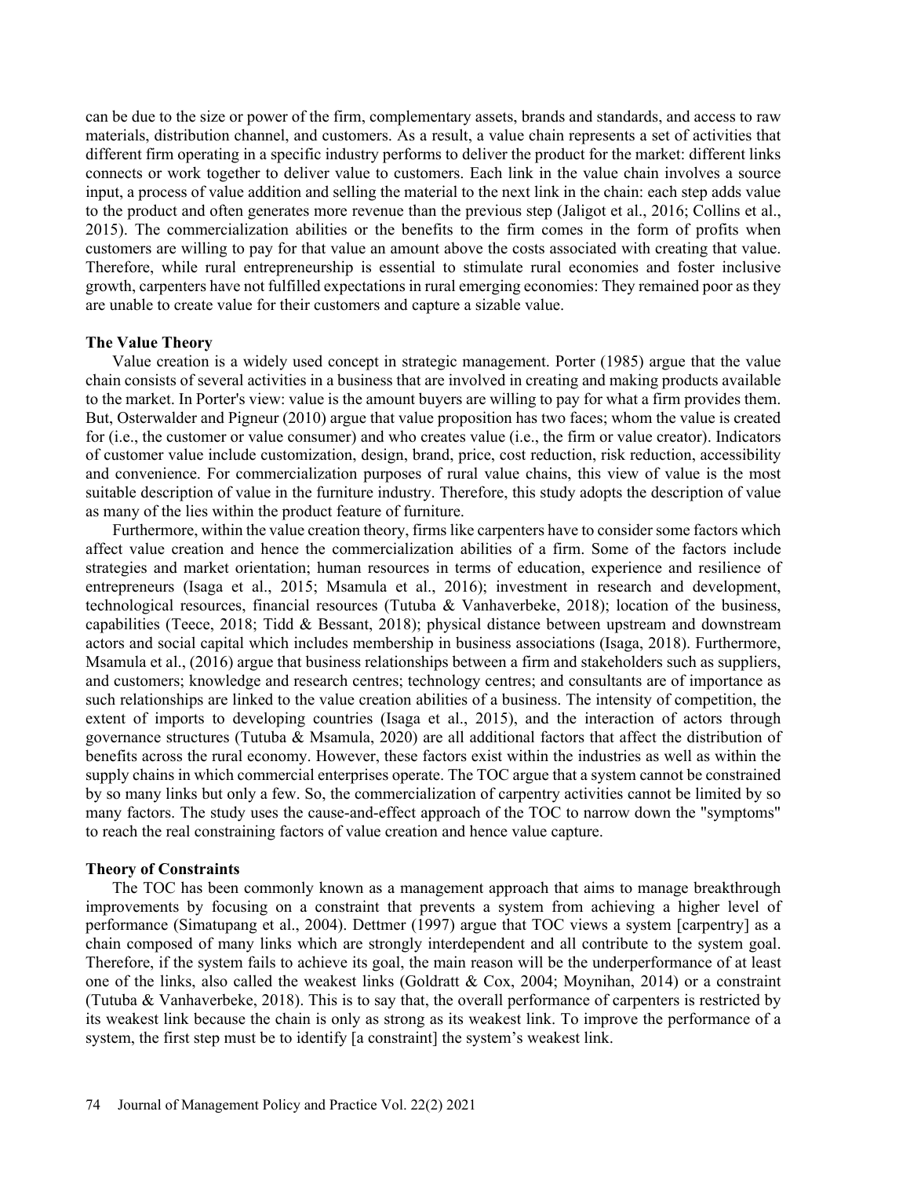can be due to the size or power of the firm, complementary assets, brands and standards, and access to raw materials, distribution channel, and customers. As a result, a value chain represents a set of activities that different firm operating in a specific industry performs to deliver the product for the market: different links connects or work together to deliver value to customers. Each link in the value chain involves a source input, a process of value addition and selling the material to the next link in the chain: each step adds value to the product and often generates more revenue than the previous step (Jaligot et al., 2016; Collins et al., 2015). The commercialization abilities or the benefits to the firm comes in the form of profits when customers are willing to pay for that value an amount above the costs associated with creating that value. Therefore, while rural entrepreneurship is essential to stimulate rural economies and foster inclusive growth, carpenters have not fulfilled expectations in rural emerging economies: They remained poor as they are unable to create value for their customers and capture a sizable value.

### The Value Theory

Value creation is a widely used concept in strategic management. Porter (1985) argue that the value chain consists of several activities in a business that are involved in creating and making products available to the market. In Porter's view: value is the amount buyers are willing to pay for what a firm provides them. But, Osterwalder and Pigneur (2010) argue that value proposition has two faces; whom the value is created for (i.e., the customer or value consumer) and who creates value (i.e., the firm or value creator). Indicators of customer value include customization, design, brand, price, cost reduction, risk reduction, accessibility and convenience. For commercialization purposes of rural value chains, this view of value is the most suitable description of value in the furniture industry. Therefore, this study adopts the description of value as many of the lies within the product feature of furniture.

Furthermore, within the value creation theory, firms like carpenters have to consider some factors which affect value creation and hence the commercialization abilities of a firm. Some of the factors include strategies and market orientation; human resources in terms of education, experience and resilience of entrepreneurs (Isaga et al., 2015; Msamula et al., 2016); investment in research and development, technological resources, financial resources (Tutuba & Vanhaverbeke, 2018); location of the business, capabilities (Teece, 2018; Tidd & Bessant, 2018); physical distance between upstream and downstream actors and social capital which includes membership in business associations (Isaga, 2018). Furthermore, Msamula et al., (2016) argue that business relationships between a firm and stakeholders such as suppliers, and customers; knowledge and research centres; technology centres; and consultants are of importance as such relationships are linked to the value creation abilities of a business. The intensity of competition, the extent of imports to developing countries (Isaga et al., 2015), and the interaction of actors through governance structures (Tutuba & Msamula, 2020) are all additional factors that affect the distribution of benefits across the rural economy. However, these factors exist within the industries as well as within the supply chains in which commercial enterprises operate. The TOC argue that a system cannot be constrained by so many links but only a few. So, the commercialization of carpentry activities cannot be limited by so many factors. The study uses the cause-and-effect approach of the TOC to narrow down the "symptoms" to reach the real constraining factors of value creation and hence value capture.

### Theory of Constraints

The TOC has been commonly known as a management approach that aims to manage breakthrough improvements by focusing on a constraint that prevents a system from achieving a higher level of performance (Simatupang et al., 2004). Dettmer (1997) argue that TOC views a system [carpentry] as a chain composed of many links which are strongly interdependent and all contribute to the system goal. Therefore, if the system fails to achieve its goal, the main reason will be the underperformance of at least one of the links, also called the weakest links (Goldratt & Cox, 2004; Moynihan, 2014) or a constraint (Tutuba & Vanhaverbeke, 2018). This is to say that, the overall performance of carpenters is restricted by its weakest link because the chain is only as strong as its weakest link. To improve the performance of a system, the first step must be to identify [a constraint] the system's weakest link.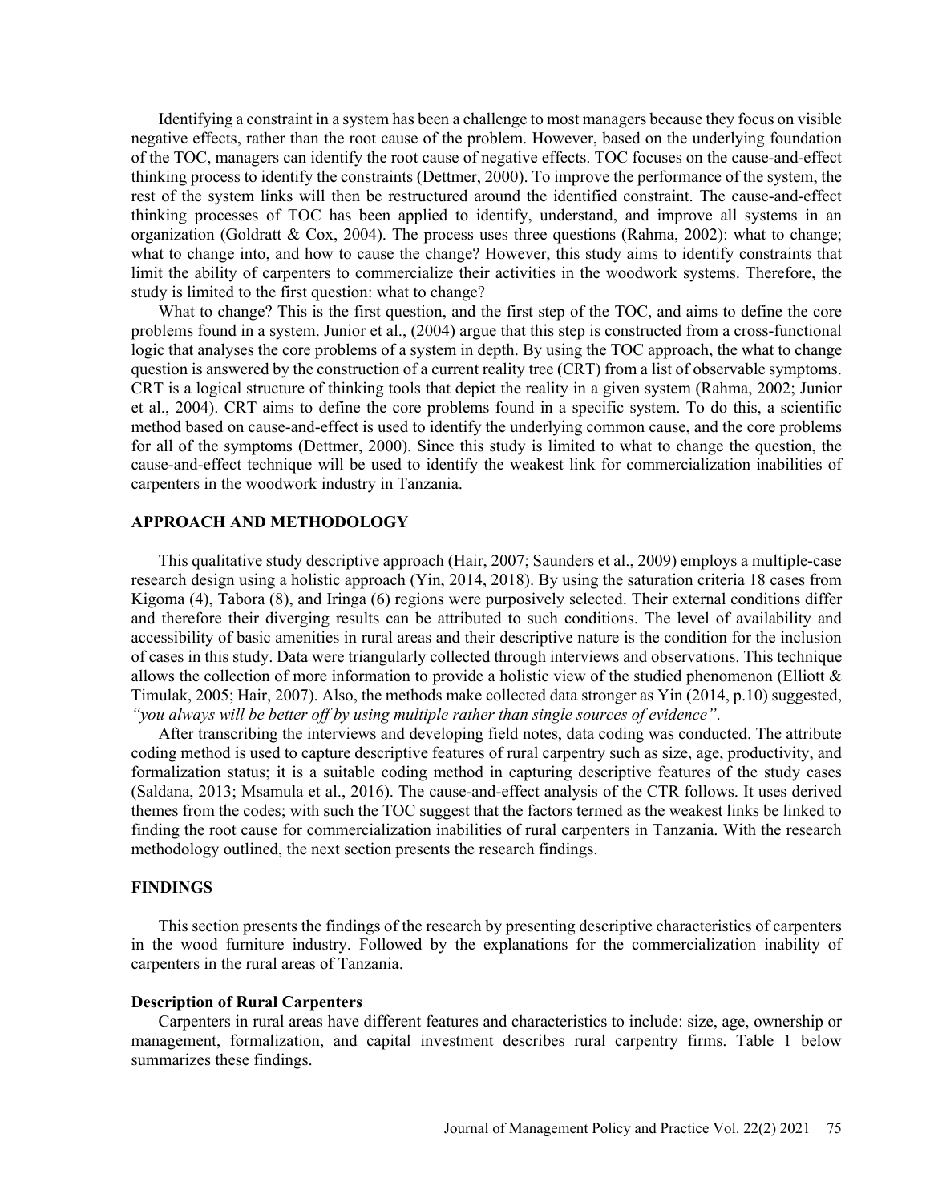Identifying a constraint in a system has been a challenge to most managers because they focus on visible negative effects, rather than the root cause of the problem. However, based on the underlying foundation of the TOC, managers can identify the root cause of negative effects. TOC focuses on the cause-and-effect thinking process to identify the constraints (Dettmer, 2000). To improve the performance of the system, the rest of the system links will then be restructured around the identified constraint. The cause-and-effect thinking processes of TOC has been applied to identify, understand, and improve all systems in an organization (Goldratt & Cox, 2004). The process uses three questions (Rahma, 2002): what to change; what to change into, and how to cause the change? However, this study aims to identify constraints that limit the ability of carpenters to commercialize their activities in the woodwork systems. Therefore, the study is limited to the first question: what to change?

What to change? This is the first question, and the first step of the TOC, and aims to define the core problems found in a system. Junior et al., (2004) argue that this step is constructed from a cross-functional logic that analyses the core problems of a system in depth. By using the TOC approach, the what to change question is answered by the construction of a current reality tree (CRT) from a list of observable symptoms. CRT is a logical structure of thinking tools that depict the reality in a given system (Rahma, 2002; Junior et al., 2004). CRT aims to define the core problems found in a specific system. To do this, a scientific method based on cause-and-effect is used to identify the underlying common cause, and the core problems for all of the symptoms (Dettmer, 2000). Since this study is limited to what to change the question, the cause-and-effect technique will be used to identify the weakest link for commercialization inabilities of carpenters in the woodwork industry in Tanzania.

## APPROACH AND METHODOLOGY

This qualitative study descriptive approach (Hair, 2007; Saunders et al., 2009) employs a multiple-case research design using a holistic approach (Yin, 2014, 2018). By using the saturation criteria 18 cases from Kigoma (4), Tabora (8), and Iringa (6) regions were purposively selected. Their external conditions differ and therefore their diverging results can be attributed to such conditions. The level of availability and accessibility of basic amenities in rural areas and their descriptive nature is the condition for the inclusion of cases in this study. Data were triangularly collected through interviews and observations. This technique allows the collection of more information to provide a holistic view of the studied phenomenon (Elliott & Timulak, 2005; Hair, 2007). Also, the methods make collected data stronger as Yin (2014, p.10) suggested, *"you always will be better off by using multiple rather than single sources of evidence"*.

After transcribing the interviews and developing field notes, data coding was conducted. The attribute coding method is used to capture descriptive features of rural carpentry such as size, age, productivity, and formalization status; it is a suitable coding method in capturing descriptive features of the study cases (Saldana, 2013; Msamula et al., 2016). The cause-and-effect analysis of the CTR follows. It uses derived themes from the codes; with such the TOC suggest that the factors termed as the weakest links be linked to finding the root cause for commercialization inabilities of rural carpenters in Tanzania. With the research methodology outlined, the next section presents the research findings.

## FINDINGS

This section presents the findings of the research by presenting descriptive characteristics of carpenters in the wood furniture industry. Followed by the explanations for the commercialization inability of carpenters in the rural areas of Tanzania.

### Description of Rural Carpenters

Carpenters in rural areas have different features and characteristics to include: size, age, ownership or management, formalization, and capital investment describes rural carpentry firms. Table 1 below summarizes these findings.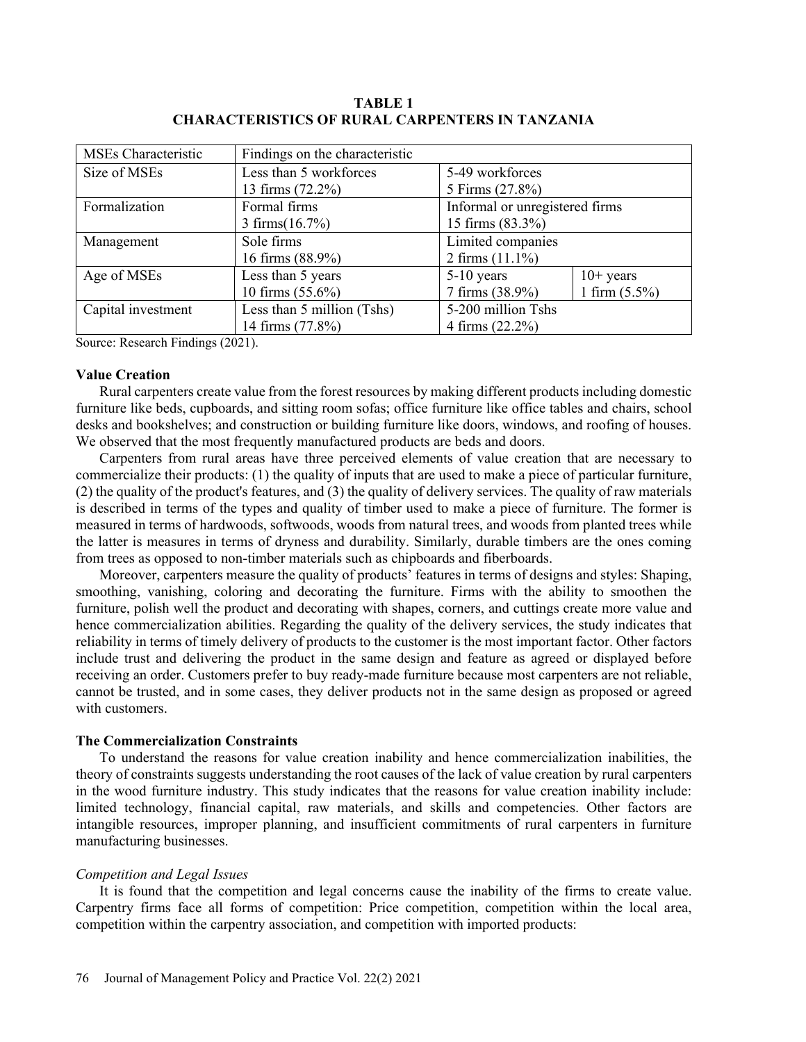**TABLE 1**
**CHARACTERISTICS OF RURAL CARPENTERS IN TANZANIA**

| MSEs Characteristic | Findings on the characteristic | | |
|---|---|---|---|
| Size of MSEs | Less than 5 workforces<br>13 firms (72.2%) | 5-49 workforces<br>5 Firms (27.8%) | |
| Formalization | Formal firms<br>3 firms(16.7%) | Informal or unregistered firms<br>15 firms (83.3%) | |
| Management | Sole firms<br>16 firms (88.9%) | Limited companies<br>2 firms (11.1%) | |
| Age of MSEs | Less than 5 years<br>10 firms (55.6%) | 5-10 years<br>7 firms (38.9%) | 10+ years<br>1 firm (5.5%) |
| Capital investment | Less than 5 million (Tshs)<br>14 firms (77.8%) | 5-200 million Tshs<br>4 firms (22.2%) | |

Source: Research Findings (2021).

### Value Creation

Rural carpenters create value from the forest resources by making different products including domestic furniture like beds, cupboards, and sitting room sofas; office furniture like office tables and chairs, school desks and bookshelves; and construction or building furniture like doors, windows, and roofing of houses. We observed that the most frequently manufactured products are beds and doors.

Carpenters from rural areas have three perceived elements of value creation that are necessary to commercialize their products: (1) the quality of inputs that are used to make a piece of particular furniture, (2) the quality of the product's features, and (3) the quality of delivery services. The quality of raw materials is described in terms of the types and quality of timber used to make a piece of furniture. The former is measured in terms of hardwoods, softwoods, woods from natural trees, and woods from planted trees while the latter is measures in terms of dryness and durability. Similarly, durable timbers are the ones coming from trees as opposed to non-timber materials such as chipboards and fiberboards.

Moreover, carpenters measure the quality of products' features in terms of designs and styles: Shaping, smoothing, vanishing, coloring and decorating the furniture. Firms with the ability to smoothen the furniture, polish well the product and decorating with shapes, corners, and cuttings create more value and hence commercialization abilities. Regarding the quality of the delivery services, the study indicates that reliability in terms of timely delivery of products to the customer is the most important factor. Other factors include trust and delivering the product in the same design and feature as agreed or displayed before receiving an order. Customers prefer to buy ready-made furniture because most carpenters are not reliable, cannot be trusted, and in some cases, they deliver products not in the same design as proposed or agreed with customers.

### The Commercialization Constraints

To understand the reasons for value creation inability and hence commercialization inabilities, the theory of constraints suggests understanding the root causes of the lack of value creation by rural carpenters in the wood furniture industry. This study indicates that the reasons for value creation inability include: limited technology, financial capital, raw materials, and skills and competencies. Other factors are intangible resources, improper planning, and insufficient commitments of rural carpenters in furniture manufacturing businesses.

#### *Competition and Legal Issues*

It is found that the competition and legal concerns cause the inability of the firms to create value. Carpentry firms face all forms of competition: Price competition, competition within the local area, competition within the carpentry association, and competition with imported products: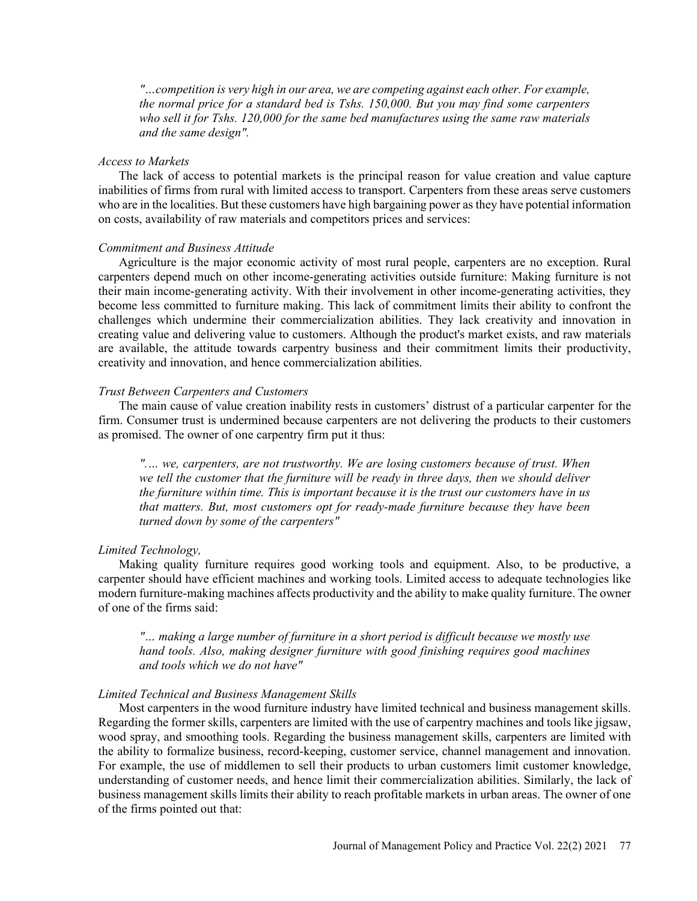> *"…competition is very high in our area, we are competing against each other. For example, the normal price for a standard bed is Tshs. 150,000. But you may find some carpenters who sell it for Tshs. 120,000 for the same bed manufactures using the same raw materials and the same design".*

*Access to Markets*

The lack of access to potential markets is the principal reason for value creation and value capture inabilities of firms from rural with limited access to transport. Carpenters from these areas serve customers who are in the localities. But these customers have high bargaining power as they have potential information on costs, availability of raw materials and competitors prices and services:

*Commitment and Business Attitude*

Agriculture is the major economic activity of most rural people, carpenters are no exception. Rural carpenters depend much on other income-generating activities outside furniture: Making furniture is not their main income-generating activity. With their involvement in other income-generating activities, they become less committed to furniture making. This lack of commitment limits their ability to confront the challenges which undermine their commercialization abilities. They lack creativity and innovation in creating value and delivering value to customers. Although the product's market exists, and raw materials are available, the attitude towards carpentry business and their commitment limits their productivity, creativity and innovation, and hence commercialization abilities.

*Trust Between Carpenters and Customers*

The main cause of value creation inability rests in customers' distrust of a particular carpenter for the firm. Consumer trust is undermined because carpenters are not delivering the products to their customers as promised. The owner of one carpentry firm put it thus:

> *"… we, carpenters, are not trustworthy. We are losing customers because of trust. When we tell the customer that the furniture will be ready in three days, then we should deliver the furniture within time. This is important because it is the trust our customers have in us that matters. But, most customers opt for ready-made furniture because they have been turned down by some of the carpenters"*

*Limited Technology,*

Making quality furniture requires good working tools and equipment. Also, to be productive, a carpenter should have efficient machines and working tools. Limited access to adequate technologies like modern furniture-making machines affects productivity and the ability to make quality furniture. The owner of one of the firms said:

> *"… making a large number of furniture in a short period is difficult because we mostly use hand tools. Also, making designer furniture with good finishing requires good machines and tools which we do not have"*

*Limited Technical and Business Management Skills*

Most carpenters in the wood furniture industry have limited technical and business management skills. Regarding the former skills, carpenters are limited with the use of carpentry machines and tools like jigsaw, wood spray, and smoothing tools. Regarding the business management skills, carpenters are limited with the ability to formalize business, record-keeping, customer service, channel management and innovation. For example, the use of middlemen to sell their products to urban customers limit customer knowledge, understanding of customer needs, and hence limit their commercialization abilities. Similarly, the lack of business management skills limits their ability to reach profitable markets in urban areas. The owner of one of the firms pointed out that: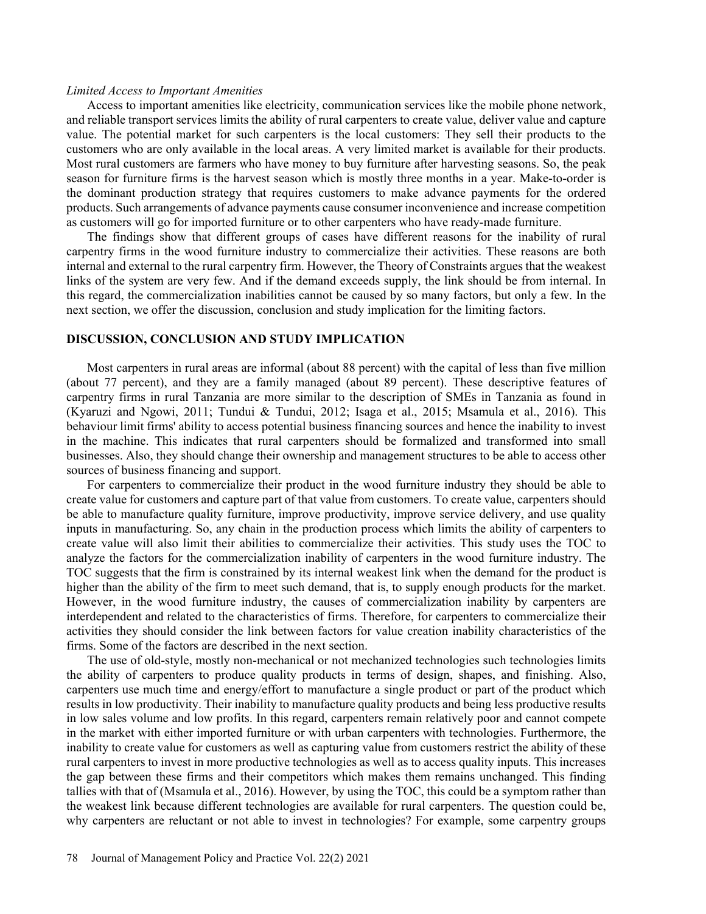*Limited Access to Important Amenities*

Access to important amenities like electricity, communication services like the mobile phone network, and reliable transport services limits the ability of rural carpenters to create value, deliver value and capture value. The potential market for such carpenters is the local customers: They sell their products to the customers who are only available in the local areas. A very limited market is available for their products. Most rural customers are farmers who have money to buy furniture after harvesting seasons. So, the peak season for furniture firms is the harvest season which is mostly three months in a year. Make-to-order is the dominant production strategy that requires customers to make advance payments for the ordered products. Such arrangements of advance payments cause consumer inconvenience and increase competition as customers will go for imported furniture or to other carpenters who have ready-made furniture.

The findings show that different groups of cases have different reasons for the inability of rural carpentry firms in the wood furniture industry to commercialize their activities. These reasons are both internal and external to the rural carpentry firm. However, the Theory of Constraints argues that the weakest links of the system are very few. And if the demand exceeds supply, the link should be from internal. In this regard, the commercialization inabilities cannot be caused by so many factors, but only a few. In the next section, we offer the discussion, conclusion and study implication for the limiting factors.

## DISCUSSION, CONCLUSION AND STUDY IMPLICATION

Most carpenters in rural areas are informal (about 88 percent) with the capital of less than five million (about 77 percent), and they are a family managed (about 89 percent). These descriptive features of carpentry firms in rural Tanzania are more similar to the description of SMEs in Tanzania as found in (Kyaruzi and Ngowi, 2011; Tundui & Tundui, 2012; Isaga et al., 2015; Msamula et al., 2016). This behaviour limit firms' ability to access potential business financing sources and hence the inability to invest in the machine. This indicates that rural carpenters should be formalized and transformed into small businesses. Also, they should change their ownership and management structures to be able to access other sources of business financing and support.

For carpenters to commercialize their product in the wood furniture industry they should be able to create value for customers and capture part of that value from customers. To create value, carpenters should be able to manufacture quality furniture, improve productivity, improve service delivery, and use quality inputs in manufacturing. So, any chain in the production process which limits the ability of carpenters to create value will also limit their abilities to commercialize their activities. This study uses the TOC to analyze the factors for the commercialization inability of carpenters in the wood furniture industry. The TOC suggests that the firm is constrained by its internal weakest link when the demand for the product is higher than the ability of the firm to meet such demand, that is, to supply enough products for the market. However, in the wood furniture industry, the causes of commercialization inability by carpenters are interdependent and related to the characteristics of firms. Therefore, for carpenters to commercialize their activities they should consider the link between factors for value creation inability characteristics of the firms. Some of the factors are described in the next section.

The use of old-style, mostly non-mechanical or not mechanized technologies such technologies limits the ability of carpenters to produce quality products in terms of design, shapes, and finishing. Also, carpenters use much time and energy/effort to manufacture a single product or part of the product which results in low productivity. Their inability to manufacture quality products and being less productive results in low sales volume and low profits. In this regard, carpenters remain relatively poor and cannot compete in the market with either imported furniture or with urban carpenters with technologies. Furthermore, the inability to create value for customers as well as capturing value from customers restrict the ability of these rural carpenters to invest in more productive technologies as well as to access quality inputs. This increases the gap between these firms and their competitors which makes them remains unchanged. This finding tallies with that of (Msamula et al., 2016). However, by using the TOC, this could be a symptom rather than the weakest link because different technologies are available for rural carpenters. The question could be, why carpenters are reluctant or not able to invest in technologies? For example, some carpentry groups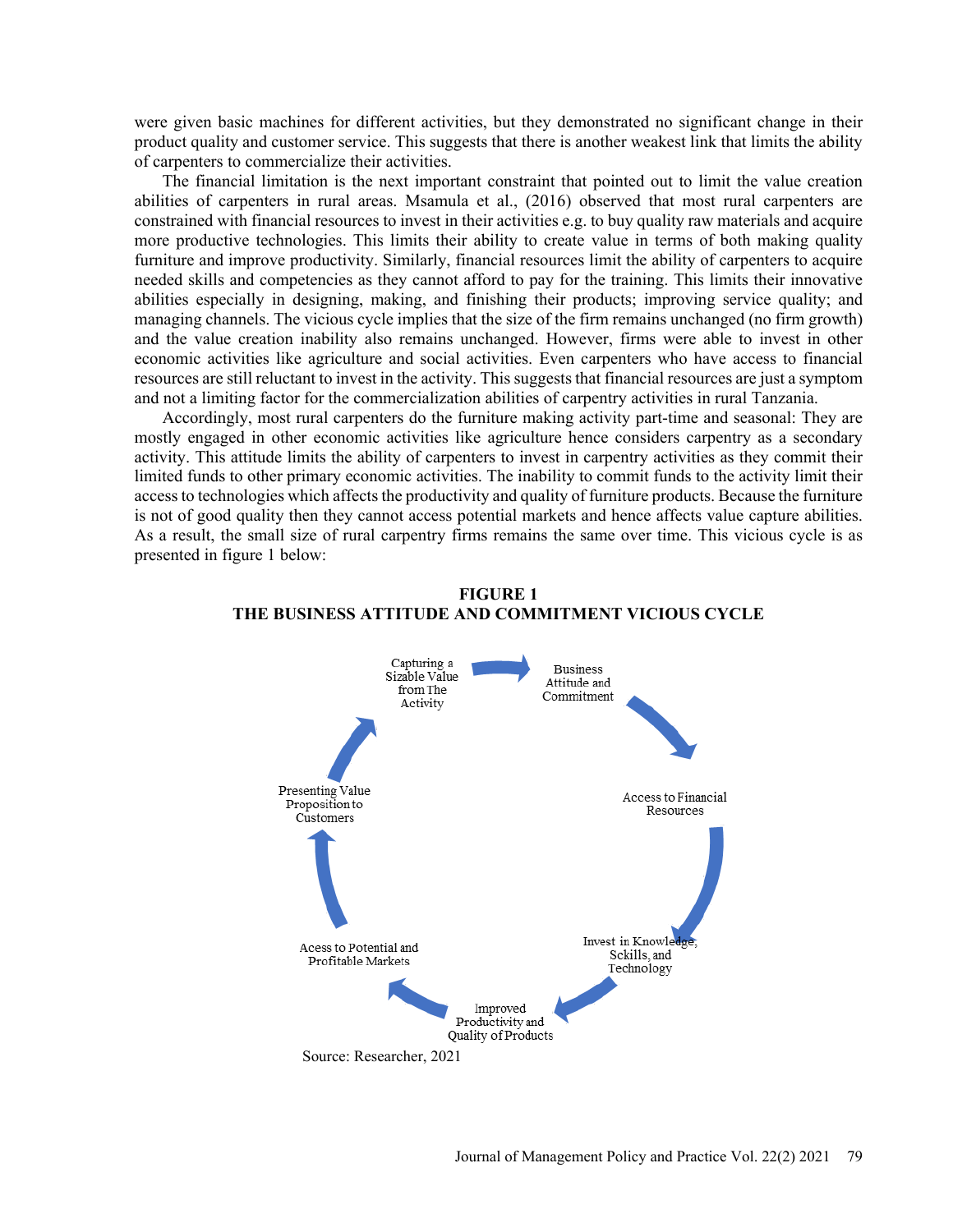were given basic machines for different activities, but they demonstrated no significant change in their product quality and customer service. This suggests that there is another weakest link that limits the ability of carpenters to commercialize their activities.

The financial limitation is the next important constraint that pointed out to limit the value creation abilities of carpenters in rural areas. Msamula et al., (2016) observed that most rural carpenters are constrained with financial resources to invest in their activities e.g. to buy quality raw materials and acquire more productive technologies. This limits their ability to create value in terms of both making quality furniture and improve productivity. Similarly, financial resources limit the ability of carpenters to acquire needed skills and competencies as they cannot afford to pay for the training. This limits their innovative abilities especially in designing, making, and finishing their products; improving service quality; and managing channels. The vicious cycle implies that the size of the firm remains unchanged (no firm growth) and the value creation inability also remains unchanged. However, firms were able to invest in other economic activities like agriculture and social activities. Even carpenters who have access to financial resources are still reluctant to invest in the activity. This suggests that financial resources are just a symptom and not a limiting factor for the commercialization abilities of carpentry activities in rural Tanzania.

Accordingly, most rural carpenters do the furniture making activity part-time and seasonal: They are mostly engaged in other economic activities like agriculture hence considers carpentry as a secondary activity. This attitude limits the ability of carpenters to invest in carpentry activities as they commit their limited funds to other primary economic activities. The inability to commit funds to the activity limit their access to technologies which affects the productivity and quality of furniture products. Because the furniture is not of good quality then they cannot access potential markets and hence affects value capture abilities. As a result, the small size of rural carpentry firms remains the same over time. This vicious cycle is as presented in figure 1 below:

**FIGURE 1**
**THE BUSINESS ATTITUDE AND COMMITMENT VICIOUS CYCLE**

Business Attitude and Commitment → Access to Financial Resources → Invest in Knowledge, Sckills, and Technology → Improved Productivity and Quality of Products → Acess to Potential and Profitable Markets → Presenting Value Proposition to Customers → Capturing a Sizable Value from The Activity → Business Attitude and Commitment

Source: Researcher, 2021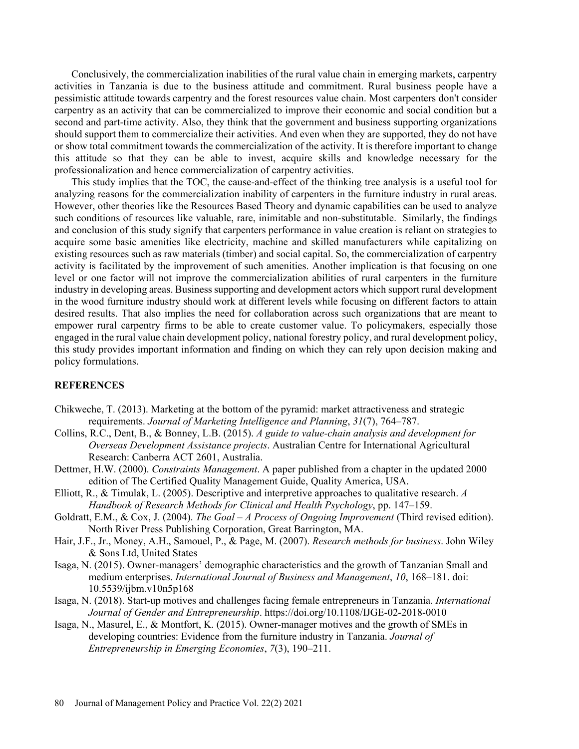Conclusively, the commercialization inabilities of the rural value chain in emerging markets, carpentry activities in Tanzania is due to the business attitude and commitment. Rural business people have a pessimistic attitude towards carpentry and the forest resources value chain. Most carpenters don't consider carpentry as an activity that can be commercialized to improve their economic and social condition but a second and part-time activity. Also, they think that the government and business supporting organizations should support them to commercialize their activities. And even when they are supported, they do not have or show total commitment towards the commercialization of the activity. It is therefore important to change this attitude so that they can be able to invest, acquire skills and knowledge necessary for the professionalization and hence commercialization of carpentry activities.

This study implies that the TOC, the cause-and-effect of the thinking tree analysis is a useful tool for analyzing reasons for the commercialization inability of carpenters in the furniture industry in rural areas. However, other theories like the Resources Based Theory and dynamic capabilities can be used to analyze such conditions of resources like valuable, rare, inimitable and non-substitutable. Similarly, the findings and conclusion of this study signify that carpenters performance in value creation is reliant on strategies to acquire some basic amenities like electricity, machine and skilled manufacturers while capitalizing on existing resources such as raw materials (timber) and social capital. So, the commercialization of carpentry activity is facilitated by the improvement of such amenities. Another implication is that focusing on one level or one factor will not improve the commercialization abilities of rural carpenters in the furniture industry in developing areas. Business supporting and development actors which support rural development in the wood furniture industry should work at different levels while focusing on different factors to attain desired results. That also implies the need for collaboration across such organizations that are meant to empower rural carpentry firms to be able to create customer value. To policymakers, especially those engaged in the rural value chain development policy, national forestry policy, and rural development policy, this study provides important information and finding on which they can rely upon decision making and policy formulations.

## REFERENCES

Chikweche, T. (2013). Marketing at the bottom of the pyramid: market attractiveness and strategic requirements. *Journal of Marketing Intelligence and Planning*, *31*(7), 764–787.

Collins, R.C., Dent, B., & Bonney, L.B. (2015). *A guide to value-chain analysis and development for Overseas Development Assistance projects*. Australian Centre for International Agricultural Research: Canberra ACT 2601, Australia.

Dettmer, H.W. (2000). *Constraints Management*. A paper published from a chapter in the updated 2000 edition of The Certified Quality Management Guide, Quality America, USA.

Elliott, R., & Timulak, L. (2005). Descriptive and interpretive approaches to qualitative research. *A Handbook of Research Methods for Clinical and Health Psychology*, pp. 147–159.

Goldratt, E.M., & Cox, J. (2004). *The Goal – A Process of Ongoing Improvement* (Third revised edition). North River Press Publishing Corporation, Great Barrington, MA.

Hair, J.F., Jr., Money, A.H., Samouel, P., & Page, M. (2007). *Research methods for business*. John Wiley & Sons Ltd, United States

Isaga, N. (2015). Owner-managers' demographic characteristics and the growth of Tanzanian Small and medium enterprises. *International Journal of Business and Management*, *10*, 168–181. doi: 10.5539/ijbm.v10n5p168

Isaga, N. (2018). Start-up motives and challenges facing female entrepreneurs in Tanzania. *International Journal of Gender and Entrepreneurship*. https://doi.org/10.1108/IJGE-02-2018-0010

Isaga, N., Masurel, E., & Montfort, K. (2015). Owner-manager motives and the growth of SMEs in developing countries: Evidence from the furniture industry in Tanzania. *Journal of Entrepreneurship in Emerging Economies*, *7*(3), 190–211.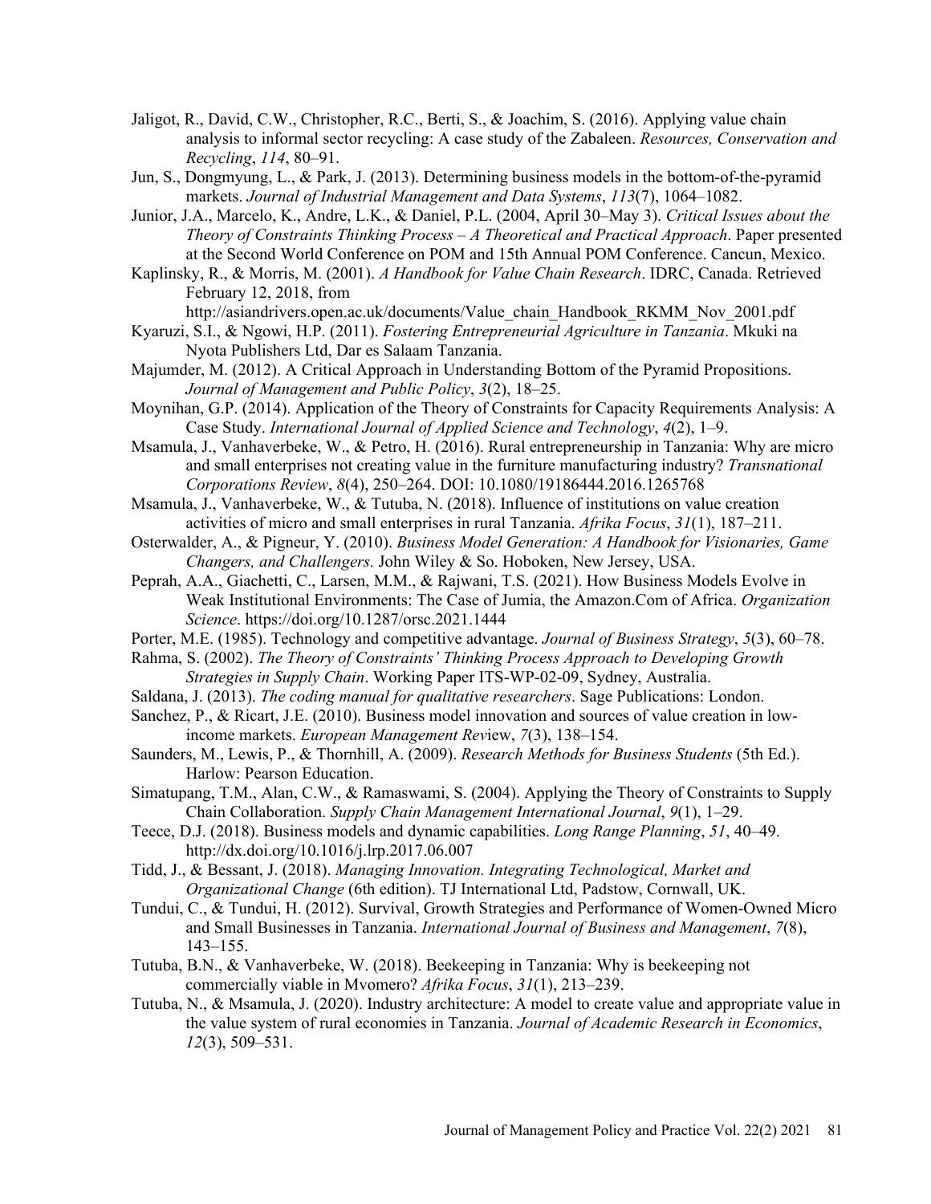Jaligot, R., David, C.W., Christopher, R.C., Berti, S., & Joachim, S. (2016). Applying value chain analysis to informal sector recycling: A case study of the Zabaleen. *Resources, Conservation and Recycling*, *114*, 80–91.

Jun, S., Dongmyung, L., & Park, J. (2013). Determining business models in the bottom-of-the-pyramid markets. *Journal of Industrial Management and Data Systems*, *113*(7), 1064–1082.

Junior, J.A., Marcelo, K., Andre, L.K., & Daniel, P.L. (2004, April 30–May 3). *Critical Issues about the Theory of Constraints Thinking Process – A Theoretical and Practical Approach*. Paper presented at the Second World Conference on POM and 15th Annual POM Conference. Cancun, Mexico.

Kaplinsky, R., & Morris, M. (2001). *A Handbook for Value Chain Research*. IDRC, Canada. Retrieved February 12, 2018, from http://asiandrivers.open.ac.uk/documents/Value_chain_Handbook_RKMM_Nov_2001.pdf

Kyaruzi, S.I., & Ngowi, H.P. (2011). *Fostering Entrepreneurial Agriculture in Tanzania*. Mkuki na Nyota Publishers Ltd, Dar es Salaam Tanzania.

Majumder, M. (2012). A Critical Approach in Understanding Bottom of the Pyramid Propositions. *Journal of Management and Public Policy*, *3*(2), 18–25.

Moynihan, G.P. (2014). Application of the Theory of Constraints for Capacity Requirements Analysis: A Case Study. *International Journal of Applied Science and Technology*, *4*(2), 1–9.

Msamula, J., Vanhaverbeke, W., & Petro, H. (2016). Rural entrepreneurship in Tanzania: Why are micro and small enterprises not creating value in the furniture manufacturing industry? *Transnational Corporations Review*, *8*(4), 250–264. DOI: 10.1080/19186444.2016.1265768

Msamula, J., Vanhaverbeke, W., & Tutuba, N. (2018). Influence of institutions on value creation activities of micro and small enterprises in rural Tanzania. *Afrika Focus*, *31*(1), 187–211.

Osterwalder, A., & Pigneur, Y. (2010). *Business Model Generation: A Handbook for Visionaries, Game Changers, and Challengers.* John Wiley & So. Hoboken, New Jersey, USA.

Peprah, A.A., Giachetti, C., Larsen, M.M., & Rajwani, T.S. (2021). How Business Models Evolve in Weak Institutional Environments: The Case of Jumia, the Amazon.Com of Africa. *Organization Science*. https://doi.org/10.1287/orsc.2021.1444

Porter, M.E. (1985). Technology and competitive advantage. *Journal of Business Strategy*, *5*(3), 60–78.

Rahma, S. (2002). *The Theory of Constraints' Thinking Process Approach to Developing Growth Strategies in Supply Chain*. Working Paper ITS-WP-02-09, Sydney, Australia.

Saldana, J. (2013). *The coding manual for qualitative researchers*. Sage Publications: London.

Sanchez, P., & Ricart, J.E. (2010). Business model innovation and sources of value creation in low-income markets. *European Management Rev*iew, *7*(3), 138–154.

Saunders, M., Lewis, P., & Thornhill, A. (2009). *Research Methods for Business Students* (5th Ed.). Harlow: Pearson Education.

Simatupang, T.M., Alan, C.W., & Ramaswami, S. (2004). Applying the Theory of Constraints to Supply Chain Collaboration. *Supply Chain Management International Journal*, *9*(1), 1–29.

Teece, D.J. (2018). Business models and dynamic capabilities. *Long Range Planning*, *51*, 40–49. http://dx.doi.org/10.1016/j.lrp.2017.06.007

Tidd, J., & Bessant, J. (2018). *Managing Innovation. Integrating Technological, Market and Organizational Change* (6th edition). TJ International Ltd, Padstow, Cornwall, UK.

Tundui, C., & Tundui, H. (2012). Survival, Growth Strategies and Performance of Women-Owned Micro and Small Businesses in Tanzania. *International Journal of Business and Management*, *7*(8), 143–155.

Tutuba, B.N., & Vanhaverbeke, W. (2018). Beekeeping in Tanzania: Why is beekeeping not commercially viable in Mvomero? *Afrika Focus*, *31*(1), 213–239.

Tutuba, N., & Msamula, J. (2020). Industry architecture: A model to create value and appropriate value in the value system of rural economies in Tanzania. *Journal of Academic Research in Economics*, *12*(3), 509–531.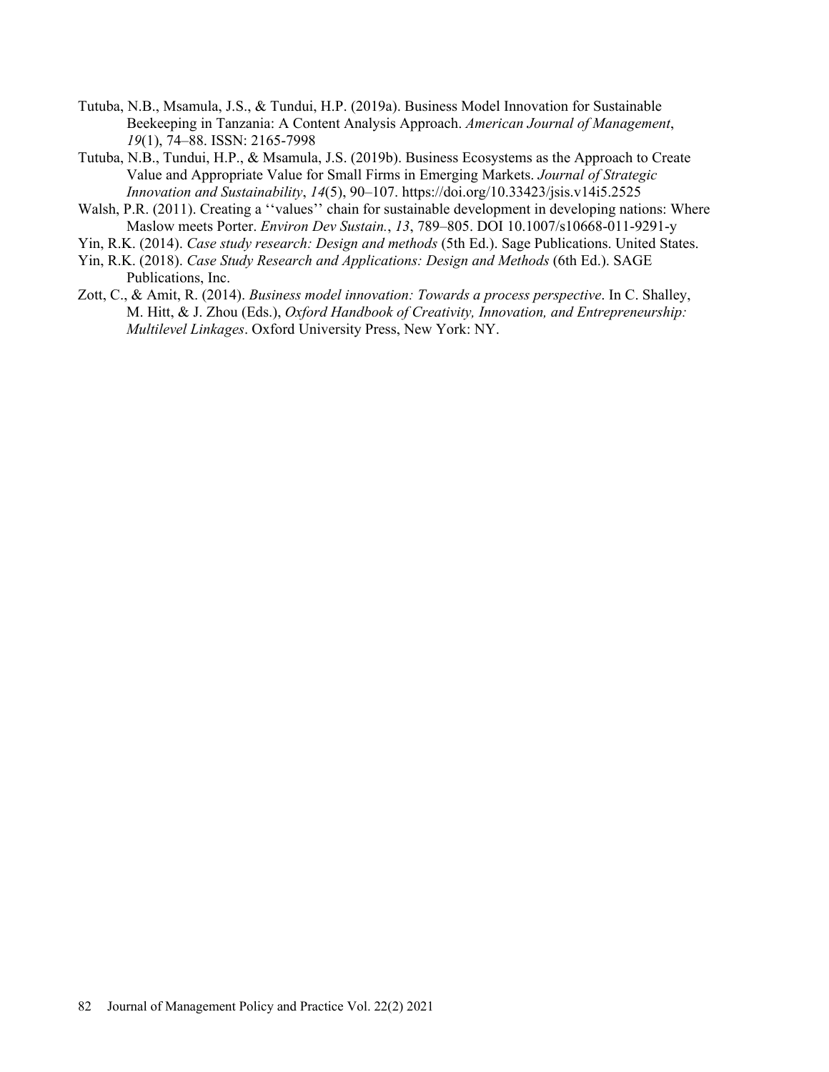Tutuba, N.B., Msamula, J.S., & Tundui, H.P. (2019a). Business Model Innovation for Sustainable Beekeeping in Tanzania: A Content Analysis Approach. *American Journal of Management*, *19*(1), 74–88. ISSN: 2165-7998

Tutuba, N.B., Tundui, H.P., & Msamula, J.S. (2019b). Business Ecosystems as the Approach to Create Value and Appropriate Value for Small Firms in Emerging Markets. *Journal of Strategic Innovation and Sustainability*, *14*(5), 90–107. https://doi.org/10.33423/jsis.v14i5.2525

Walsh, P.R. (2011). Creating a ''values'' chain for sustainable development in developing nations: Where Maslow meets Porter. *Environ Dev Sustain.*, *13*, 789–805. DOI 10.1007/s10668-011-9291-y

Yin, R.K. (2014). *Case study research: Design and methods* (5th Ed.). Sage Publications. United States.

Yin, R.K. (2018). *Case Study Research and Applications: Design and Methods* (6th Ed.). SAGE Publications, Inc.

Zott, C., & Amit, R. (2014). *Business model innovation: Towards a process perspective*. In C. Shalley, M. Hitt, & J. Zhou (Eds.), *Oxford Handbook of Creativity, Innovation, and Entrepreneurship: Multilevel Linkages*. Oxford University Press, New York: NY.